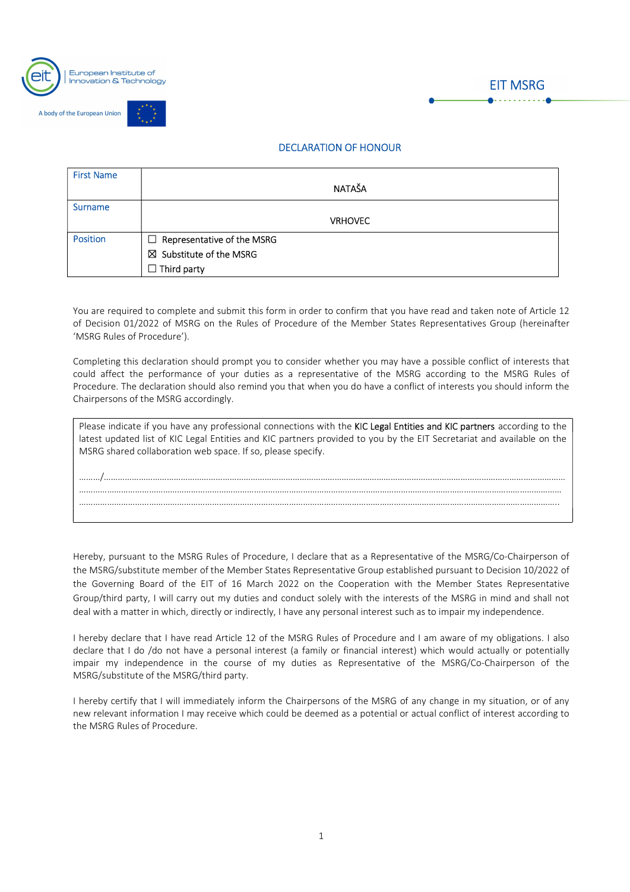European Institute of Innovation & Technology

A body of the European Union

EIT MSRG

## DECLARATION OF HONOUR

| | |
|---|---|
| First Name | NATAŠA |
| Surname | VRHOVEC |
| Position | ☐ Representative of the MSRG<br>☒ Substitute of the MSRG<br>☐ Third party |

You are required to complete and submit this form in order to confirm that you have read and taken note of Article 12 of Decision 01/2022 of MSRG on the Rules of Procedure of the Member States Representatives Group (hereinafter 'MSRG Rules of Procedure').

Completing this declaration should prompt you to consider whether you may have a possible conflict of interests that could affect the performance of your duties as a representative of the MSRG according to the MSRG Rules of Procedure. The declaration should also remind you that when you do have a conflict of interests you should inform the Chairpersons of the MSRG accordingly.

> Please indicate if you have any professional connections with the KIC Legal Entities and KIC partners according to the latest updated list of KIC Legal Entities and KIC partners provided to you by the EIT Secretariat and available on the MSRG shared collaboration web space. If so, please specify.
>
> ………/……………………………………………………………………………………………………………………………………
> ……………………………………………………………………………………………………………………………………………
> ……………………………………………………………………………………………………………………………………………

Hereby, pursuant to the MSRG Rules of Procedure, I declare that as a Representative of the MSRG/Co-Chairperson of the MSRG/substitute member of the Member States Representative Group established pursuant to Decision 10/2022 of the Governing Board of the EIT of 16 March 2022 on the Cooperation with the Member States Representative Group/third party, I will carry out my duties and conduct solely with the interests of the MSRG in mind and shall not deal with a matter in which, directly or indirectly, I have any personal interest such as to impair my independence.

I hereby declare that I have read Article 12 of the MSRG Rules of Procedure and I am aware of my obligations. I also declare that I do /do not have a personal interest (a family or financial interest) which would actually or potentially impair my independence in the course of my duties as Representative of the MSRG/Co-Chairperson of the MSRG/substitute of the MSRG/third party.

I hereby certify that I will immediately inform the Chairpersons of the MSRG of any change in my situation, or of any new relevant information I may receive which could be deemed as a potential or actual conflict of interest according to the MSRG Rules of Procedure.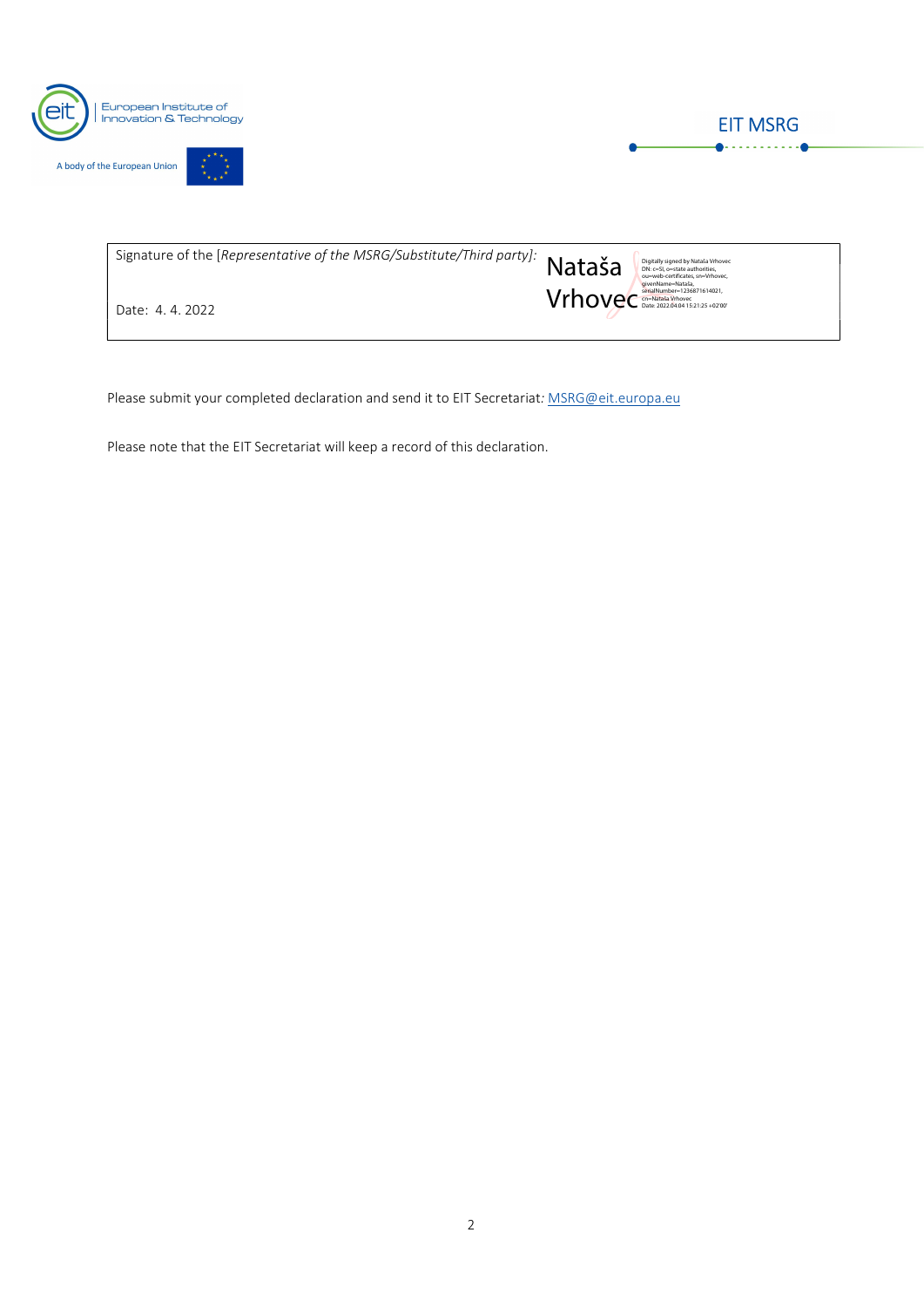| | |
|---|---|
| Signature of the [*Representative of the MSRG/Substitute/Third party*]:<br><br>Date: 4. 4. 2022 | Nataša Vrhovec<br>Digitally signed by Nataša Vrhovec<br>DN: c=SI, o=state authorities, ou=web-certificates, sn=Vrhovec, givenName=Nataša, serialNumber=1236871614021, cn=Nataša Vrhovec<br>Date: 2022.04.04 15:21:25 +02'00' |

Please submit your completed declaration and send it to EIT Secretariat*:* MSRG@eit.europa.eu

Please note that the EIT Secretariat will keep a record of this declaration.